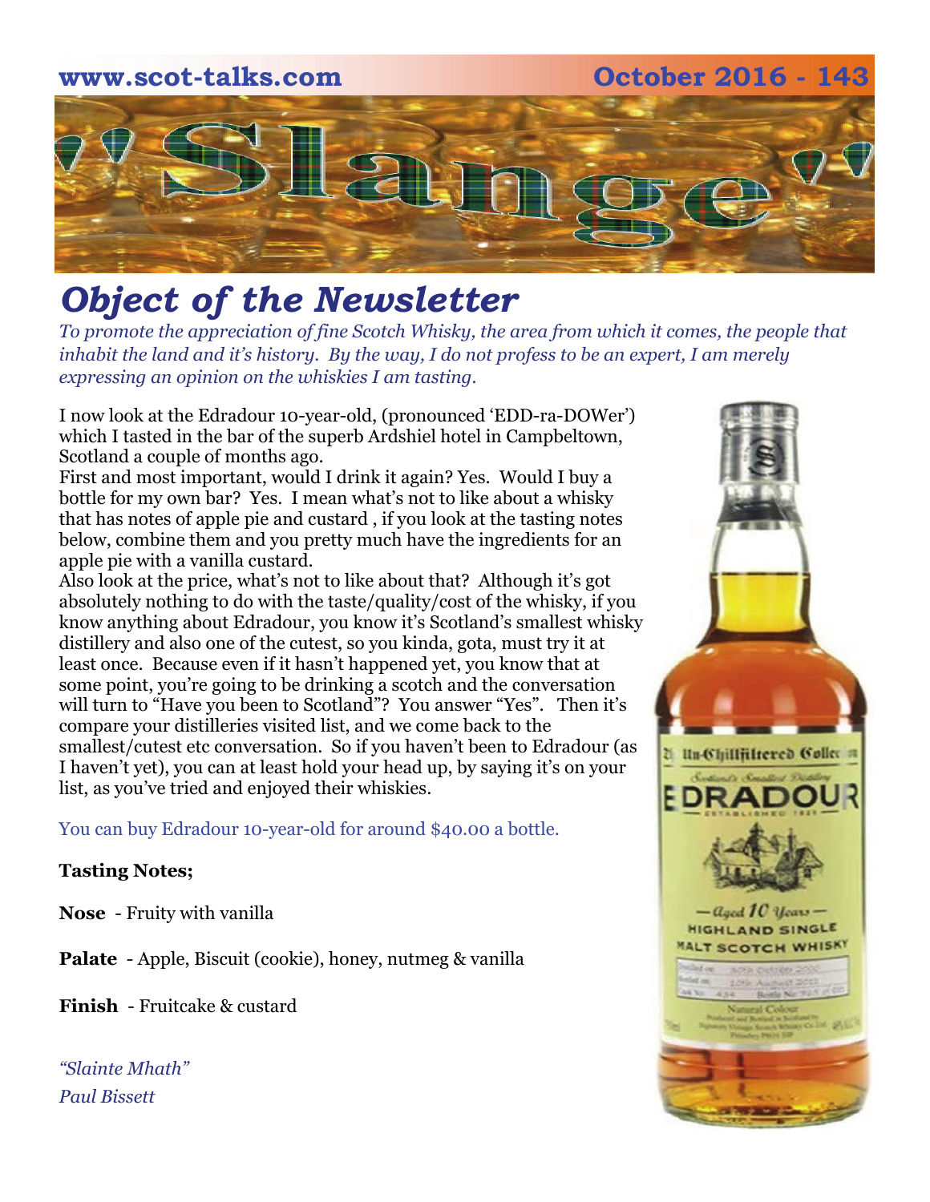www.scot-talks.com October 2016 - 143

# "Slange"

## *Object of the Newsletter*

*To promote the appreciation of fine Scotch Whisky, the area from which it comes, the people that inhabit the land and it's history. By the way, I do not profess to be an expert, I am merely expressing an opinion on the whiskies I am tasting.*

I now look at the Edradour 10-year-old, (pronounced 'EDD-ra-DOWer') which I tasted in the bar of the superb Ardshiel hotel in Campbeltown, Scotland a couple of months ago.

First and most important, would I drink it again? Yes. Would I buy a bottle for my own bar? Yes. I mean what's not to like about a whisky that has notes of apple pie and custard , if you look at the tasting notes below, combine them and you pretty much have the ingredients for an apple pie with a vanilla custard.

Also look at the price, what's not to like about that? Although it's got absolutely nothing to do with the taste/quality/cost of the whisky, if you know anything about Edradour, you know it's Scotland's smallest whisky distillery and also one of the cutest, so you kinda, gota, must try it at least once. Because even if it hasn't happened yet, you know that at some point, you're going to be drinking a scotch and the conversation will turn to "Have you been to Scotland"? You answer "Yes". Then it's compare your distilleries visited list, and we come back to the smallest/cutest etc conversation. So if you haven't been to Edradour (as I haven't yet), you can at least hold your head up, by saying it's on your list, as you've tried and enjoyed their whiskies.

You can buy Edradour 10-year-old for around $40.00 a bottle.

**Tasting Notes;**

**Nose** - Fruity with vanilla

**Palate** - Apple, Biscuit (cookie), honey, nutmeg & vanilla

**Finish** - Fruitcake & custard

*"Slainte Mhath"*

*Paul Bissett*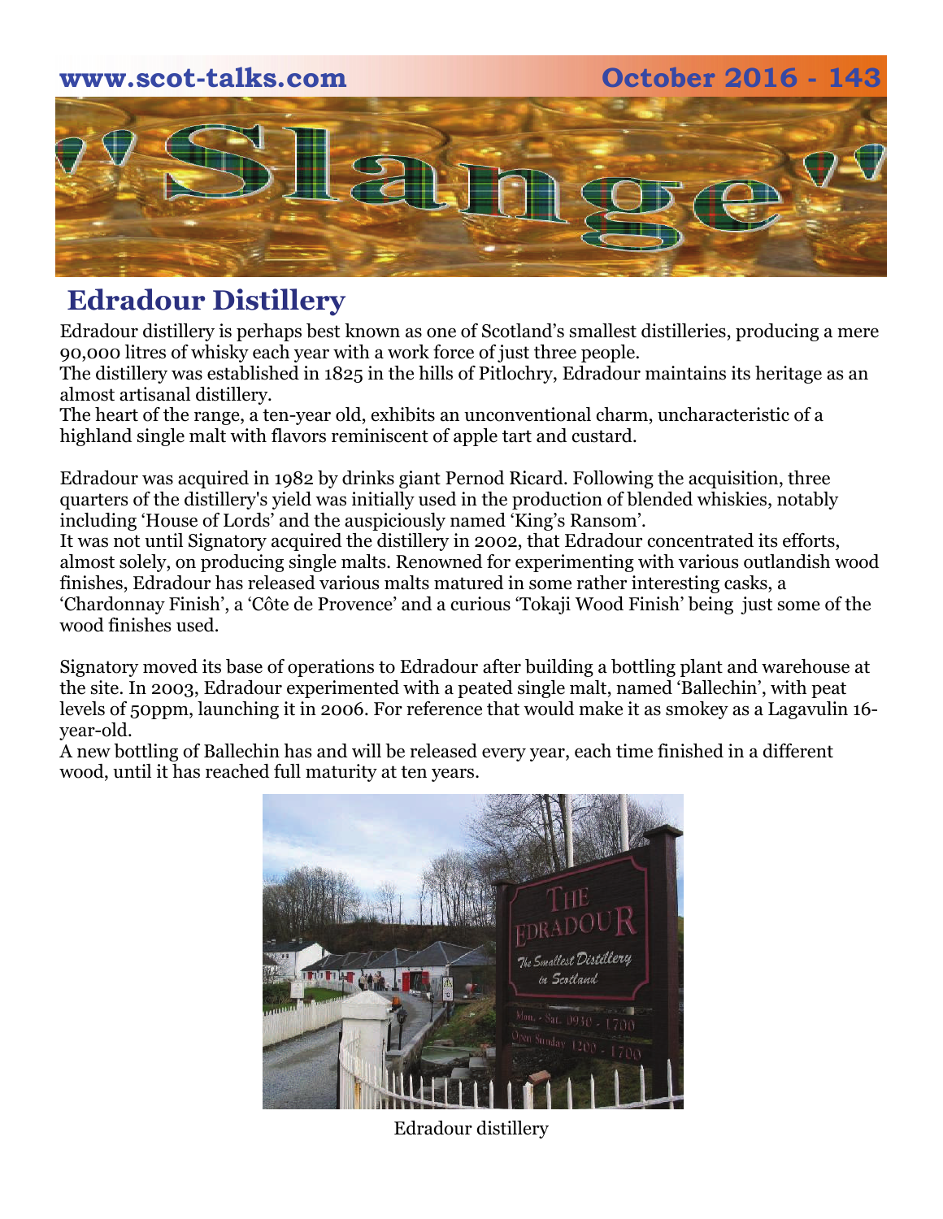## Edradour Distillery

Edradour distillery is perhaps best known as one of Scotland's smallest distilleries, producing a mere 90,000 litres of whisky each year with a work force of just three people.
The distillery was established in 1825 in the hills of Pitlochry, Edradour maintains its heritage as an almost artisanal distillery.
The heart of the range, a ten-year old, exhibits an unconventional charm, uncharacteristic of a highland single malt with flavors reminiscent of apple tart and custard.

Edradour was acquired in 1982 by drinks giant Pernod Ricard. Following the acquisition, three quarters of the distillery's yield was initially used in the production of blended whiskies, notably including 'House of Lords' and the auspiciously named 'King's Ransom'.
It was not until Signatory acquired the distillery in 2002, that Edradour concentrated its efforts, almost solely, on producing single malts. Renowned for experimenting with various outlandish wood finishes, Edradour has released various malts matured in some rather interesting casks, a 'Chardonnay Finish', a 'Côte de Provence' and a curious 'Tokaji Wood Finish' being just some of the wood finishes used.

Signatory moved its base of operations to Edradour after building a bottling plant and warehouse at the site. In 2003, Edradour experimented with a peated single malt, named 'Ballechin', with peat levels of 50ppm, launching it in 2006. For reference that would make it as smokey as a Lagavulin 16-year-old.
A new bottling of Ballechin has and will be released every year, each time finished in a different wood, until it has reached full maturity at ten years.

Edradour distillery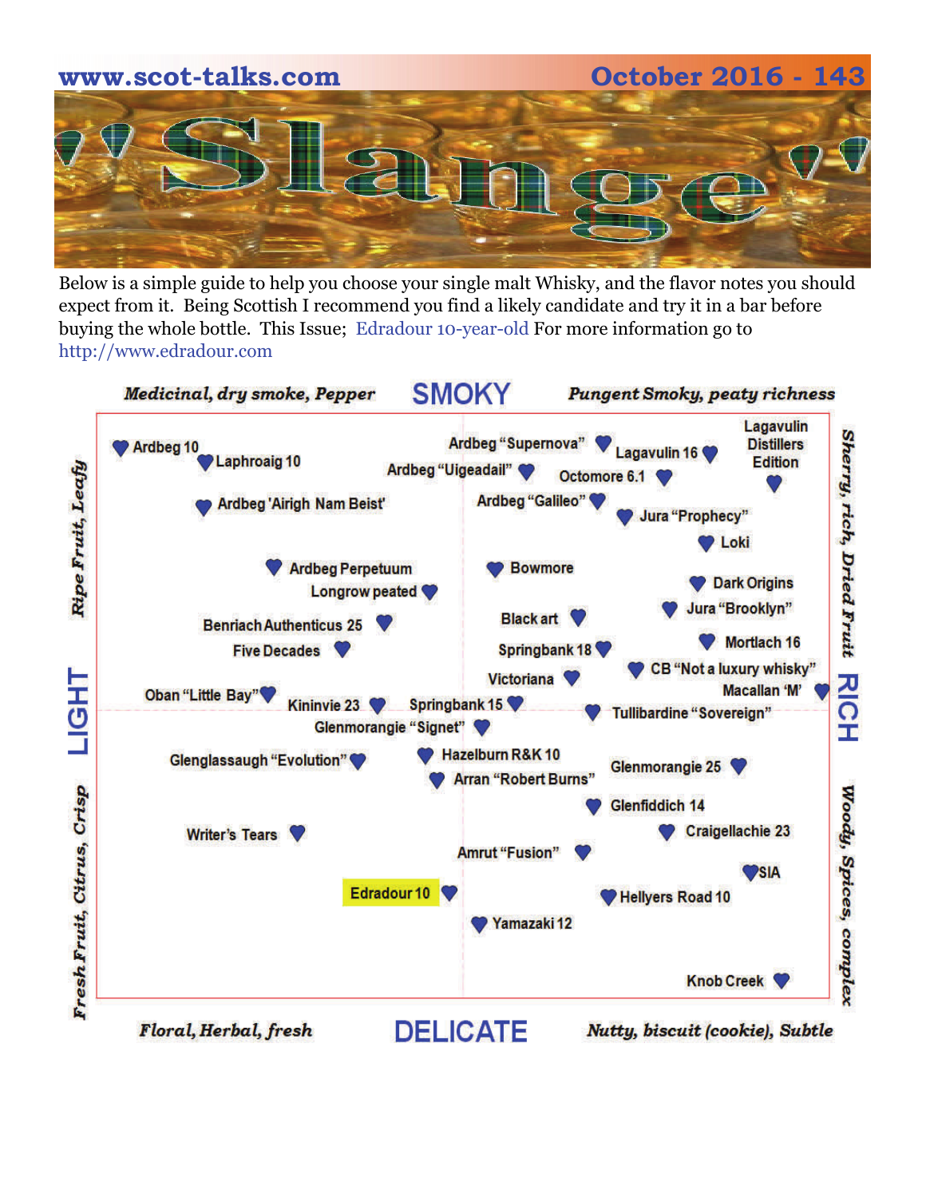# 'Slange'

Below is a simple guide to help you choose your single malt Whisky, and the flavor notes you should expect from it. Being Scottish I recommend you find a likely candidate and try it in a bar before buying the whole bottle. This Issue; Edradour 10-year-old For more information go to http://www.edradour.com

**SMOKY**

*Medicinal, dry smoke, Pepper* — *Pungent Smoky, peaty richness*

**LIGHT** — *Ripe Fruit, Leafy* / *Fresh Fruit, Citrus, Crisp*

**RICH** — *Sherry, rich, Dried Fruit* / *Woody, Spices, complex*

**DELICATE**

*Floral, Herbal, fresh* — *Nutty, biscuit (cookie), Subtle*

- Ardbeg 10
- Laphroaig 10
- Ardbeg 'Airigh Nam Beist'
- Ardbeg "Supernova"
- Ardbeg "Uigeadail"
- Ardbeg "Galileo"
- Lagavulin 16
- Lagavulin Distillers Edition
- Octomore 6.1
- Jura "Prophecy"
- Loki
- Ardbeg Perpetuum
- Longrow peated
- Bowmore
- Dark Origins
- Jura "Brooklyn"
- Benriach Authenticus 25
- Five Decades
- Black art
- Springbank 18
- Mortlach 16
- Victoriana
- CB "Not a luxury whisky"
- Macallan 'M'
- Oban "Little Bay"
- Kininvie 23
- Springbank 15
- Tullibardine "Sovereign"
- Glenmorangie "Signet"
- Glenglassaugh "Evolution"
- Hazelburn R&K 10
- Arran "Robert Burns"
- Glenmorangie 25
- Glenfiddich 14
- Writer's Tears
- Craigellachie 23
- Amrut "Fusion"
- SIA
- Edradour 10
- Hellyers Road 10
- Yamazaki 12
- Knob Creek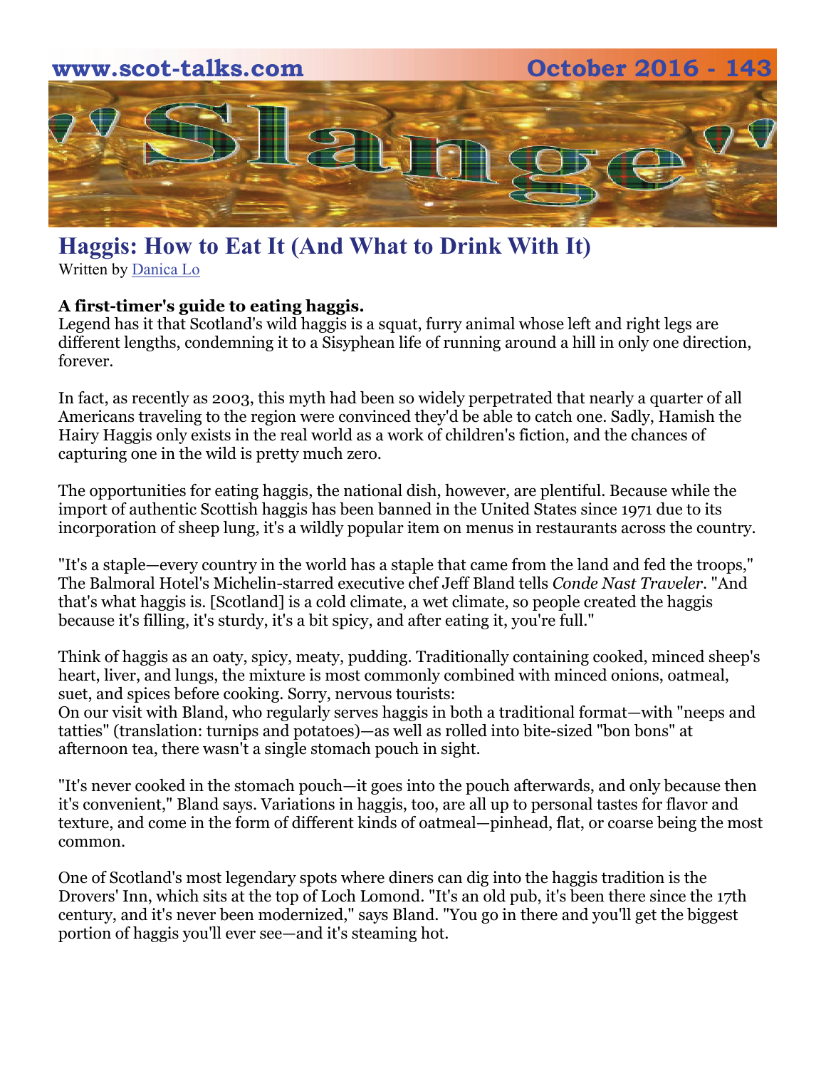# Haggis: How to Eat It (And What to Drink With It)

Written by Danica Lo

**A first-timer's guide to eating haggis.**

Legend has it that Scotland's wild haggis is a squat, furry animal whose left and right legs are different lengths, condemning it to a Sisyphean life of running around a hill in only one direction, forever.

In fact, as recently as 2003, this myth had been so widely perpetrated that nearly a quarter of all Americans traveling to the region were convinced they'd be able to catch one. Sadly, Hamish the Hairy Haggis only exists in the real world as a work of children's fiction, and the chances of capturing one in the wild is pretty much zero.

The opportunities for eating haggis, the national dish, however, are plentiful. Because while the import of authentic Scottish haggis has been banned in the United States since 1971 due to its incorporation of sheep lung, it's a wildly popular item on menus in restaurants across the country.

"It's a staple—every country in the world has a staple that came from the land and fed the troops," The Balmoral Hotel's Michelin-starred executive chef Jeff Bland tells *Conde Nast Traveler*. "And that's what haggis is. [Scotland] is a cold climate, a wet climate, so people created the haggis because it's filling, it's sturdy, it's a bit spicy, and after eating it, you're full."

Think of haggis as an oaty, spicy, meaty, pudding. Traditionally containing cooked, minced sheep's heart, liver, and lungs, the mixture is most commonly combined with minced onions, oatmeal, suet, and spices before cooking. Sorry, nervous tourists:
On our visit with Bland, who regularly serves haggis in both a traditional format—with "neeps and tatties" (translation: turnips and potatoes)—as well as rolled into bite-sized "bon bons" at afternoon tea, there wasn't a single stomach pouch in sight.

"It's never cooked in the stomach pouch—it goes into the pouch afterwards, and only because then it's convenient," Bland says. Variations in haggis, too, are all up to personal tastes for flavor and texture, and come in the form of different kinds of oatmeal—pinhead, flat, or coarse being the most common.

One of Scotland's most legendary spots where diners can dig into the haggis tradition is the Drovers' Inn, which sits at the top of Loch Lomond. "It's an old pub, it's been there since the 17th century, and it's never been modernized," says Bland. "You go in there and you'll get the biggest portion of haggis you'll ever see—and it's steaming hot.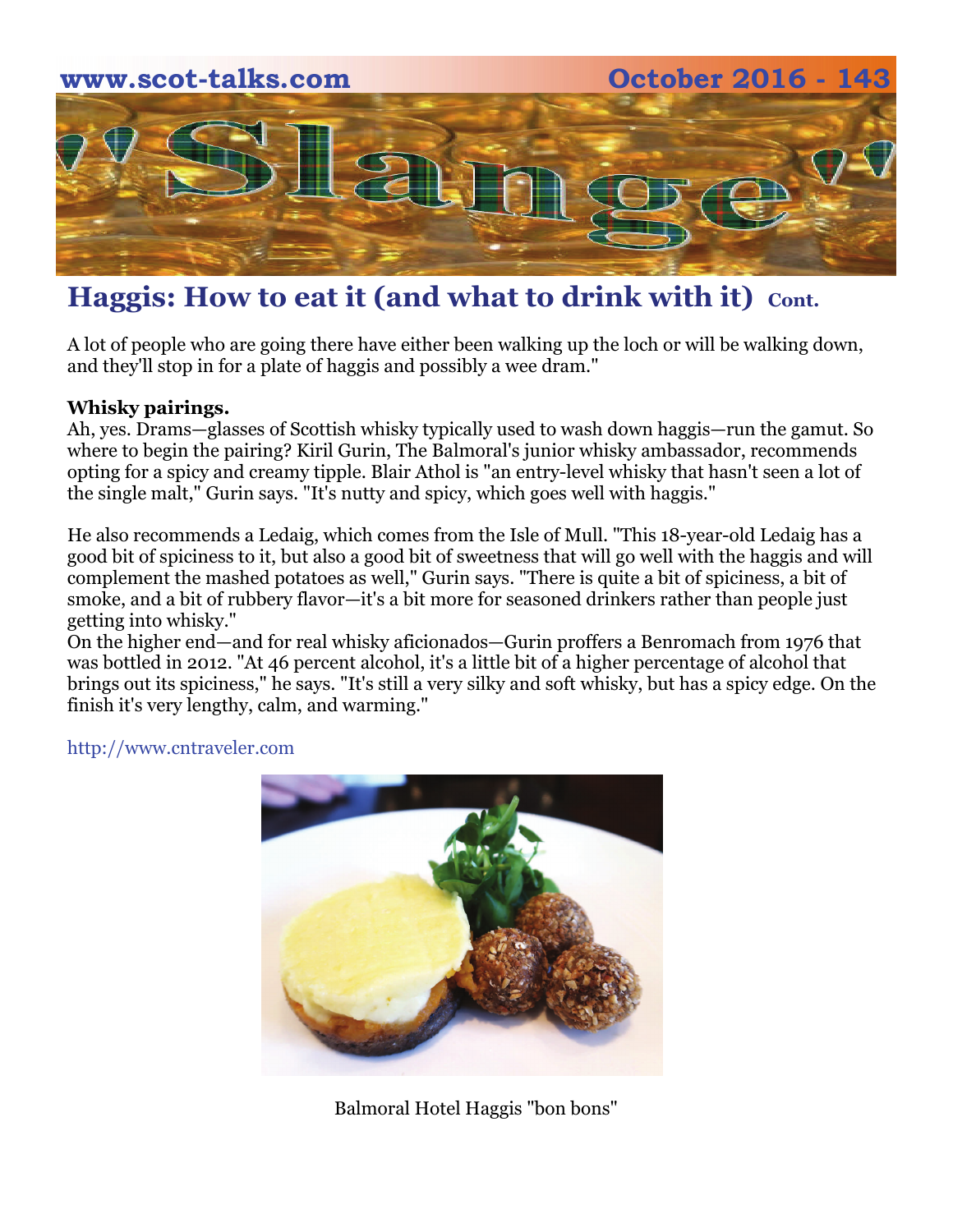## Haggis: How to eat it (and what to drink with it) Cont.

A lot of people who are going there have either been walking up the loch or will be walking down, and they'll stop in for a plate of haggis and possibly a wee dram."

**Whisky pairings.**

Ah, yes. Drams—glasses of Scottish whisky typically used to wash down haggis—run the gamut. So where to begin the pairing? Kiril Gurin, The Balmoral's junior whisky ambassador, recommends opting for a spicy and creamy tipple. Blair Athol is "an entry-level whisky that hasn't seen a lot of the single malt," Gurin says. "It's nutty and spicy, which goes well with haggis."

He also recommends a Ledaig, which comes from the Isle of Mull. "This 18-year-old Ledaig has a good bit of spiciness to it, but also a good bit of sweetness that will go well with the haggis and will complement the mashed potatoes as well," Gurin says. "There is quite a bit of spiciness, a bit of smoke, and a bit of rubbery flavor—it's a bit more for seasoned drinkers rather than people just getting into whisky."

On the higher end—and for real whisky aficionados—Gurin proffers a Benromach from 1976 that was bottled in 2012. "At 46 percent alcohol, it's a little bit of a higher percentage of alcohol that brings out its spiciness," he says. "It's still a very silky and soft whisky, but has a spicy edge. On the finish it's very lengthy, calm, and warming."

http://www.cntraveler.com

Balmoral Hotel Haggis "bon bons"